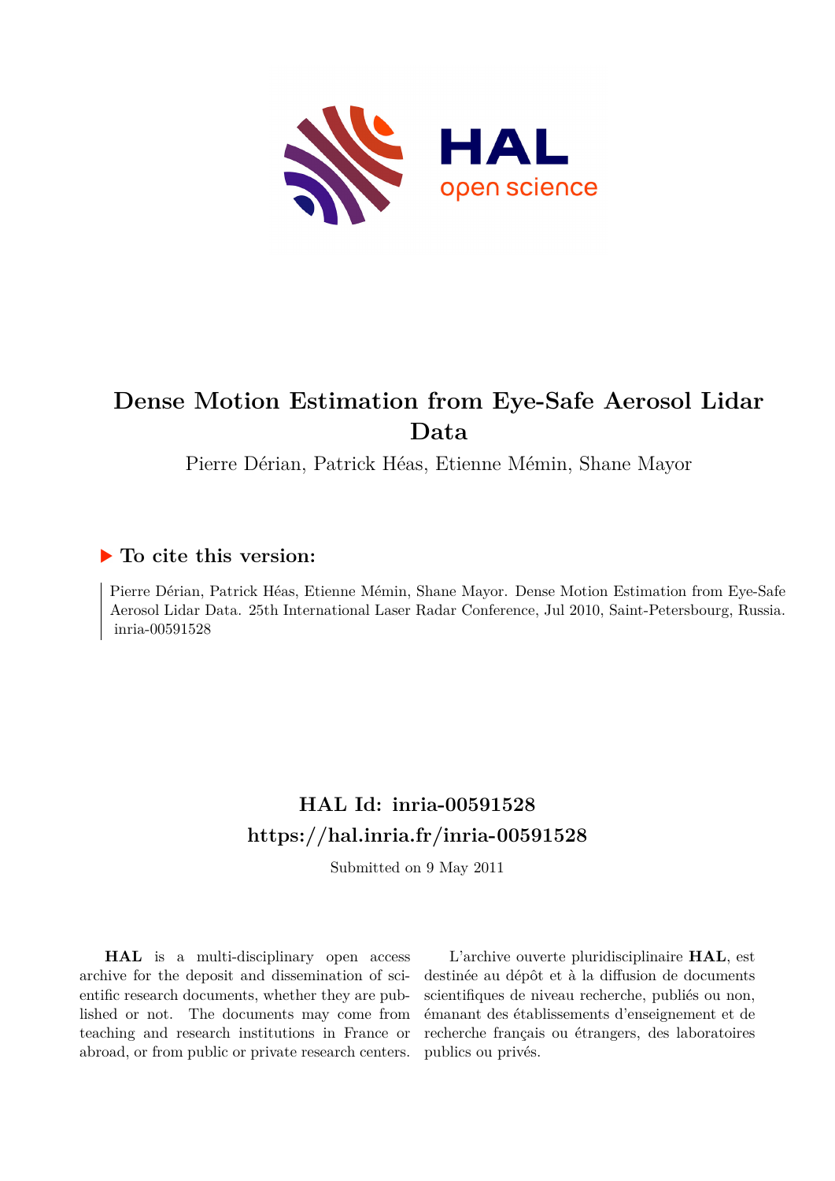# Dense Motion Estimation from Eye-Safe Aerosol Lidar Data

Pierre Dérian, Patrick Héas, Etienne Mémin, Shane Mayor

## ▶ To cite this version:

Pierre Dérian, Patrick Héas, Etienne Mémin, Shane Mayor. Dense Motion Estimation from Eye-Safe Aerosol Lidar Data. 25th International Laser Radar Conference, Jul 2010, Saint-Petersbourg, Russia. inria-00591528

## HAL Id: inria-00591528
## https://hal.inria.fr/inria-00591528

Submitted on 9 May 2011

**HAL** is a multi-disciplinary open access archive for the deposit and dissemination of scientific research documents, whether they are published or not. The documents may come from teaching and research institutions in France or abroad, or from public or private research centers.

L'archive ouverte pluridisciplinaire **HAL**, est destinée au dépôt et à la diffusion de documents scientifiques de niveau recherche, publiés ou non, émanant des établissements d'enseignement et de recherche français ou étrangers, des laboratoires publics ou privés.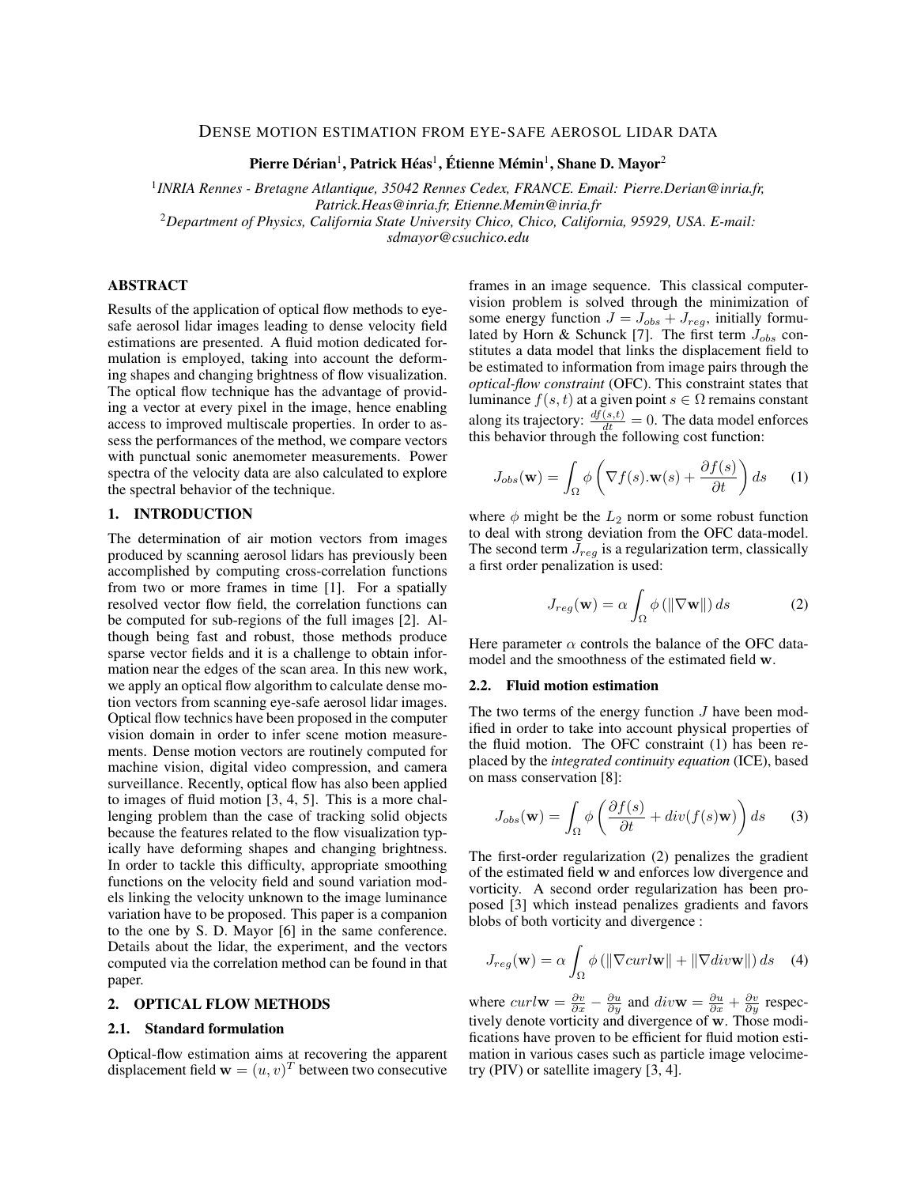# DENSE MOTION ESTIMATION FROM EYE-SAFE AEROSOL LIDAR DATA

**Pierre Dérian**[1]**, Patrick Héas**[1]**, Étienne Mémin**[1]**, Shane D. Mayor**[2]

[1]*INRIA Rennes - Bretagne Atlantique, 35042 Rennes Cedex, FRANCE. Email: Pierre.Derian@inria.fr, Patrick.Heas@inria.fr, Etienne.Memin@inria.fr*

[2]*Department of Physics, California State University Chico, Chico, California, 95929, USA. E-mail: sdmayor@csuchico.edu*

## ABSTRACT

Results of the application of optical flow methods to eye-safe aerosol lidar images leading to dense velocity field estimations are presented. A fluid motion dedicated formulation is employed, taking into account the deforming shapes and changing brightness of flow visualization. The optical flow technique has the advantage of providing a vector at every pixel in the image, hence enabling access to improved multiscale properties. In order to assess the performances of the method, we compare vectors with punctual sonic anemometer measurements. Power spectra of the velocity data are also calculated to explore the spectral behavior of the technique.

## 1. INTRODUCTION

The determination of air motion vectors from images produced by scanning aerosol lidars has previously been accomplished by computing cross-correlation functions from two or more frames in time [1]. For a spatially resolved vector flow field, the correlation functions can be computed for sub-regions of the full images [2]. Although being fast and robust, those methods produce sparse vector fields and it is a challenge to obtain information near the edges of the scan area. In this new work, we apply an optical flow algorithm to calculate dense motion vectors from scanning eye-safe aerosol lidar images. Optical flow technics have been proposed in the computer vision domain in order to infer scene motion measurements. Dense motion vectors are routinely computed for machine vision, digital video compression, and camera surveillance. Recently, optical flow has also been applied to images of fluid motion [3, 4, 5]. This is a more challenging problem than the case of tracking solid objects because the features related to the flow visualization typically have deforming shapes and changing brightness. In order to tackle this difficulty, appropriate smoothing functions on the velocity field and sound variation models linking the velocity unknown to the image luminance variation have to be proposed. This paper is a companion to the one by S. D. Mayor [6] in the same conference. Details about the lidar, the experiment, and the vectors computed via the correlation method can be found in that paper.

## 2. OPTICAL FLOW METHODS

### 2.1. Standard formulation

Optical-flow estimation aims at recovering the apparent displacement field $\mathbf{w} = (u, v)^T$ between two consecutive frames in an image sequence. This classical computer-vision problem is solved through the minimization of some energy function $J = J_{obs} + J_{reg}$, initially formulated by Horn & Schunck [7]. The first term $J_{obs}$ constitutes a data model that links the displacement field to be estimated to information from image pairs through the *optical-flow constraint* (OFC). This constraint states that luminance $f(s, t)$ at a given point $s \in \Omega$ remains constant along its trajectory: $\frac{df(s,t)}{dt} = 0$. The data model enforces this behavior through the following cost function:

$$J_{obs}(\mathbf{w}) = \int_{\Omega} \phi \left( \nabla f(s).\mathbf{w}(s) + \frac{\partial f(s)}{\partial t} \right) ds \qquad (1)$$

where $\phi$ might be the $L_2$ norm or some robust function to deal with strong deviation from the OFC data-model. The second term $J_{reg}$ is a regularization term, classically a first order penalization is used:

$$J_{reg}(\mathbf{w}) = \alpha \int_{\Omega} \phi \left( \|\nabla \mathbf{w}\| \right) ds \qquad (2)$$

Here parameter $\alpha$ controls the balance of the OFC data-model and the smoothness of the estimated field $\mathbf{w}$.

### 2.2. Fluid motion estimation

The two terms of the energy function $J$ have been modified in order to take into account physical properties of the fluid motion. The OFC constraint (1) has been replaced by the *integrated continuity equation* (ICE), based on mass conservation [8]:

$$J_{obs}(\mathbf{w}) = \int_{\Omega} \phi \left( \frac{\partial f(s)}{\partial t} + div(f(s)\mathbf{w}) \right) ds \qquad (3)$$

The first-order regularization (2) penalizes the gradient of the estimated field $\mathbf{w}$ and enforces low divergence and vorticity. A second order regularization has been proposed [3] which instead penalizes gradients and favors blobs of both vorticity and divergence :

$$J_{reg}(\mathbf{w}) = \alpha \int_{\Omega} \phi \left( \|\nabla curl \mathbf{w}\| + \|\nabla div \mathbf{w}\| \right) ds \qquad (4)$$

where $curl \mathbf{w} = \frac{\partial v}{\partial x} - \frac{\partial u}{\partial y}$ and $div \mathbf{w} = \frac{\partial u}{\partial x} + \frac{\partial v}{\partial y}$ respectively denote vorticity and divergence of $\mathbf{w}$. Those modifications have proven to be efficient for fluid motion estimation in various cases such as particle image velocimetry (PIV) or satellite imagery [3, 4].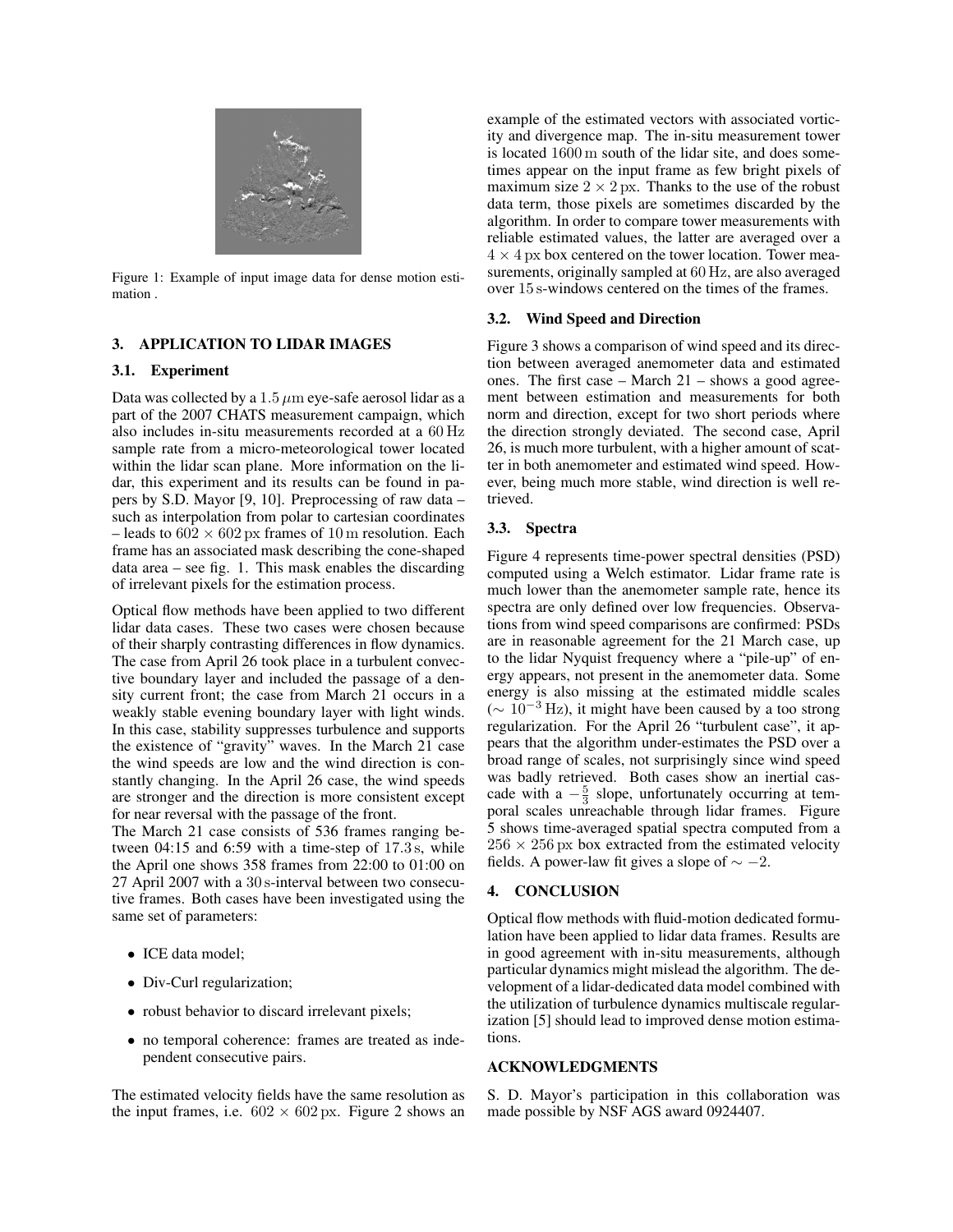Figure 1: Example of input image data for dense motion estimation .

## 3. APPLICATION TO LIDAR IMAGES

### 3.1. Experiment

Data was collected by a $1.5\,\mu\text{m}$ eye-safe aerosol lidar as a part of the 2007 CHATS measurement campaign, which also includes in-situ measurements recorded at a $60\,\text{Hz}$ sample rate from a micro-meteorological tower located within the lidar scan plane. More information on the lidar, this experiment and its results can be found in papers by S.D. Mayor [9, 10]. Preprocessing of raw data – such as interpolation from polar to cartesian coordinates – leads to $602 \times 602\,\text{px}$ frames of $10\,\text{m}$ resolution. Each frame has an associated mask describing the cone-shaped data area – see fig. 1. This mask enables the discarding of irrelevant pixels for the estimation process.

Optical flow methods have been applied to two different lidar data cases. These two cases were chosen because of their sharply contrasting differences in flow dynamics. The case from April 26 took place in a turbulent convective boundary layer and included the passage of a density current front; the case from March 21 occurs in a weakly stable evening boundary layer with light winds. In this case, stability suppresses turbulence and supports the existence of "gravity" waves. In the March 21 case the wind speeds are low and the wind direction is constantly changing. In the April 26 case, the wind speeds are stronger and the direction is more consistent except for near reversal with the passage of the front.

The March 21 case consists of 536 frames ranging between 04:15 and 6:59 with a time-step of $17.3\,\text{s}$, while the April one shows 358 frames from 22:00 to 01:00 on 27 April 2007 with a $30\,\text{s}$-interval between two consecutive frames. Both cases have been investigated using the same set of parameters:

- ICE data model;
- Div-Curl regularization;
- robust behavior to discard irrelevant pixels;
- no temporal coherence: frames are treated as independent consecutive pairs.

The estimated velocity fields have the same resolution as the input frames, i.e. $602 \times 602\,\text{px}$. Figure 2 shows an example of the estimated vectors with associated vorticity and divergence map. The in-situ measurement tower is located $1600\,\text{m}$ south of the lidar site, and does sometimes appear on the input frame as few bright pixels of maximum size $2 \times 2\,\text{px}$. Thanks to the use of the robust data term, those pixels are sometimes discarded by the algorithm. In order to compare tower measurements with reliable estimated values, the latter are averaged over a $4 \times 4\,\text{px}$ box centered on the tower location. Tower measurements, originally sampled at $60\,\text{Hz}$, are also averaged over $15\,\text{s}$-windows centered on the times of the frames.

### 3.2. Wind Speed and Direction

Figure 3 shows a comparison of wind speed and its direction between averaged anemometer data and estimated ones. The first case – March 21 – shows a good agreement between estimation and measurements for both norm and direction, except for two short periods where the direction strongly deviated. The second case, April 26, is much more turbulent, with a higher amount of scatter in both anemometer and estimated wind speed. However, being much more stable, wind direction is well retrieved.

### 3.3. Spectra

Figure 4 represents time-power spectral densities (PSD) computed using a Welch estimator. Lidar frame rate is much lower than the anemometer sample rate, hence its spectra are only defined over low frequencies. Observations from wind speed comparisons are confirmed: PSDs are in reasonable agreement for the 21 March case, up to the lidar Nyquist frequency where a "pile-up" of energy appears, not present in the anemometer data. Some energy is also missing at the estimated middle scales ($\sim 10^{-3}\,\text{Hz}$), it might have been caused by a too strong regularization. For the April 26 "turbulent case", it appears that the algorithm under-estimates the PSD over a broad range of scales, not surprisingly since wind speed was badly retrieved. Both cases show an inertial cascade with a $-\frac{5}{3}$ slope, unfortunately occurring at temporal scales unreachable through lidar frames. Figure 5 shows time-averaged spatial spectra computed from a $256 \times 256\,\text{px}$ box extracted from the estimated velocity fields. A power-law fit gives a slope of $\sim -2$.

## 4. CONCLUSION

Optical flow methods with fluid-motion dedicated formulation have been applied to lidar data frames. Results are in good agreement with in-situ measurements, although particular dynamics might mislead the algorithm. The development of a lidar-dedicated data model combined with the utilization of turbulence dynamics multiscale regularization [5] should lead to improved dense motion estimations.

## ACKNOWLEDGMENTS

S. D. Mayor's participation in this collaboration was made possible by NSF AGS award 0924407.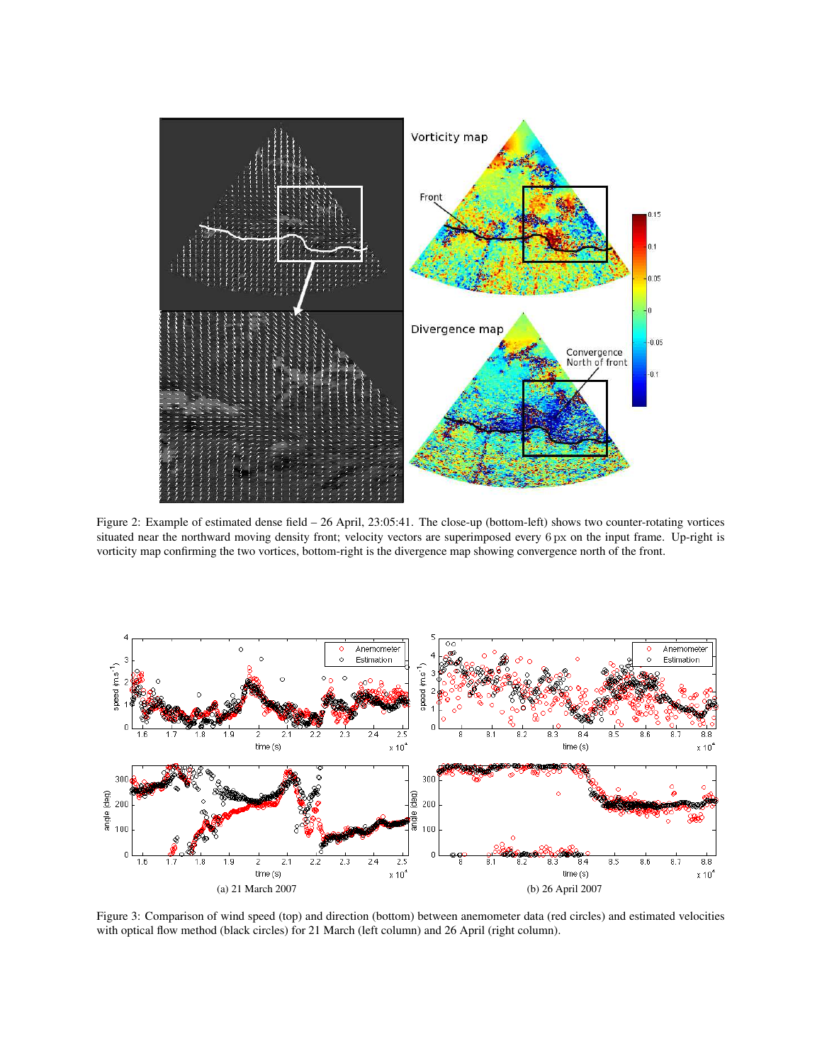Figure 2: Example of estimated dense field – 26 April, 23:05:41. The close-up (bottom-left) shows two counter-rotating vortices situated near the northward moving density front; velocity vectors are superimposed every 6 px on the input frame. Up-right is vorticity map confirming the two vortices, bottom-right is the divergence map showing convergence north of the front.

Figure 3: Comparison of wind speed (top) and direction (bottom) between anemometer data (red circles) and estimated velocities with optical flow method (black circles) for 21 March (left column) and 26 April (right column).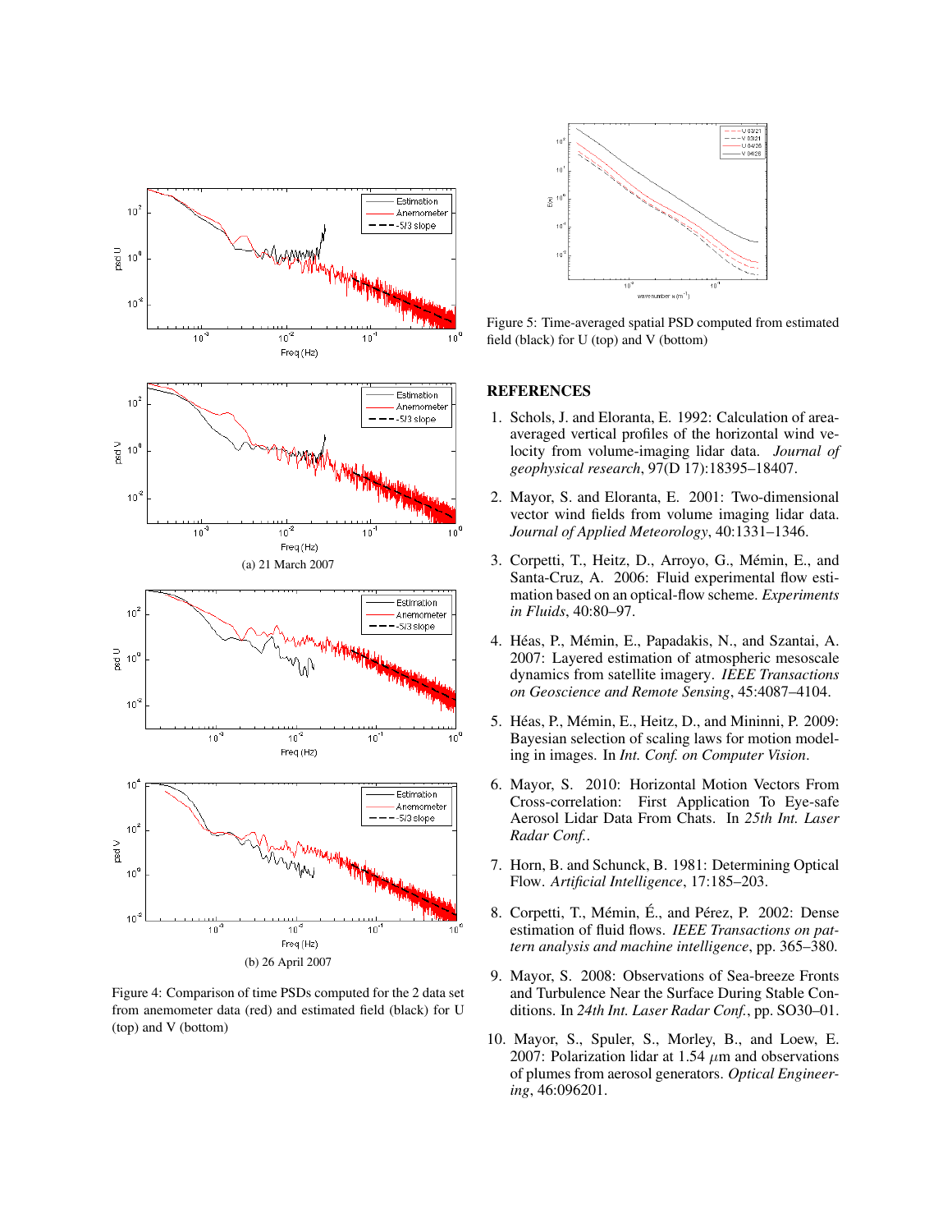Estimation
Anemometer
-5/3 slope

psd U

Freq (Hz)

Estimation
Anemometer
-5/3 slope

psd V

Freq (Hz)

(a) 21 March 2007

Estimation
Anemometer
-5/3 slope

psd U

Freq (Hz)

Estimation
Anemometer
-5/3 slope

psd V

Freq (Hz)

(b) 26 April 2007

Figure 4: Comparison of time PSDs computed for the 2 data set from anemometer data (red) and estimated field (black) for U (top) and V (bottom)

U 03/21
V 03/21
U 04/26
V 04/26

E(κ)

wavenumber κ ($m^{-1}$)

Figure 5: Time-averaged spatial PSD computed from estimated field (black) for U (top) and V (bottom)

## REFERENCES

1. Schols, J. and Eloranta, E. 1992: Calculation of area-averaged vertical profiles of the horizontal wind velocity from volume-imaging lidar data. *Journal of geophysical research*, 97(D 17):18395–18407.

2. Mayor, S. and Eloranta, E. 2001: Two-dimensional vector wind fields from volume imaging lidar data. *Journal of Applied Meteorology*, 40:1331–1346.

3. Corpetti, T., Heitz, D., Arroyo, G., Mémin, E., and Santa-Cruz, A. 2006: Fluid experimental flow estimation based on an optical-flow scheme. *Experiments in Fluids*, 40:80–97.

4. Héas, P., Mémin, E., Papadakis, N., and Szantai, A. 2007: Layered estimation of atmospheric mesoscale dynamics from satellite imagery. *IEEE Transactions on Geoscience and Remote Sensing*, 45:4087–4104.

5. Héas, P., Mémin, E., Heitz, D., and Mininni, P. 2009: Bayesian selection of scaling laws for motion modeling in images. In *Int. Conf. on Computer Vision*.

6. Mayor, S. 2010: Horizontal Motion Vectors From Cross-correlation: First Application To Eye-safe Aerosol Lidar Data From Chats. In *25th Int. Laser Radar Conf.*.

7. Horn, B. and Schunck, B. 1981: Determining Optical Flow. *Artificial Intelligence*, 17:185–203.

8. Corpetti, T., Mémin, É., and Pérez, P. 2002: Dense estimation of fluid flows. *IEEE Transactions on pattern analysis and machine intelligence*, pp. 365–380.

9. Mayor, S. 2008: Observations of Sea-breeze Fronts and Turbulence Near the Surface During Stable Conditions. In *24th Int. Laser Radar Conf.*, pp. SO30–01.

10. Mayor, S., Spuler, S., Morley, B., and Loew, E. 2007: Polarization lidar at 1.54 $\mu$m and observations of plumes from aerosol generators. *Optical Engineering*, 46:096201.